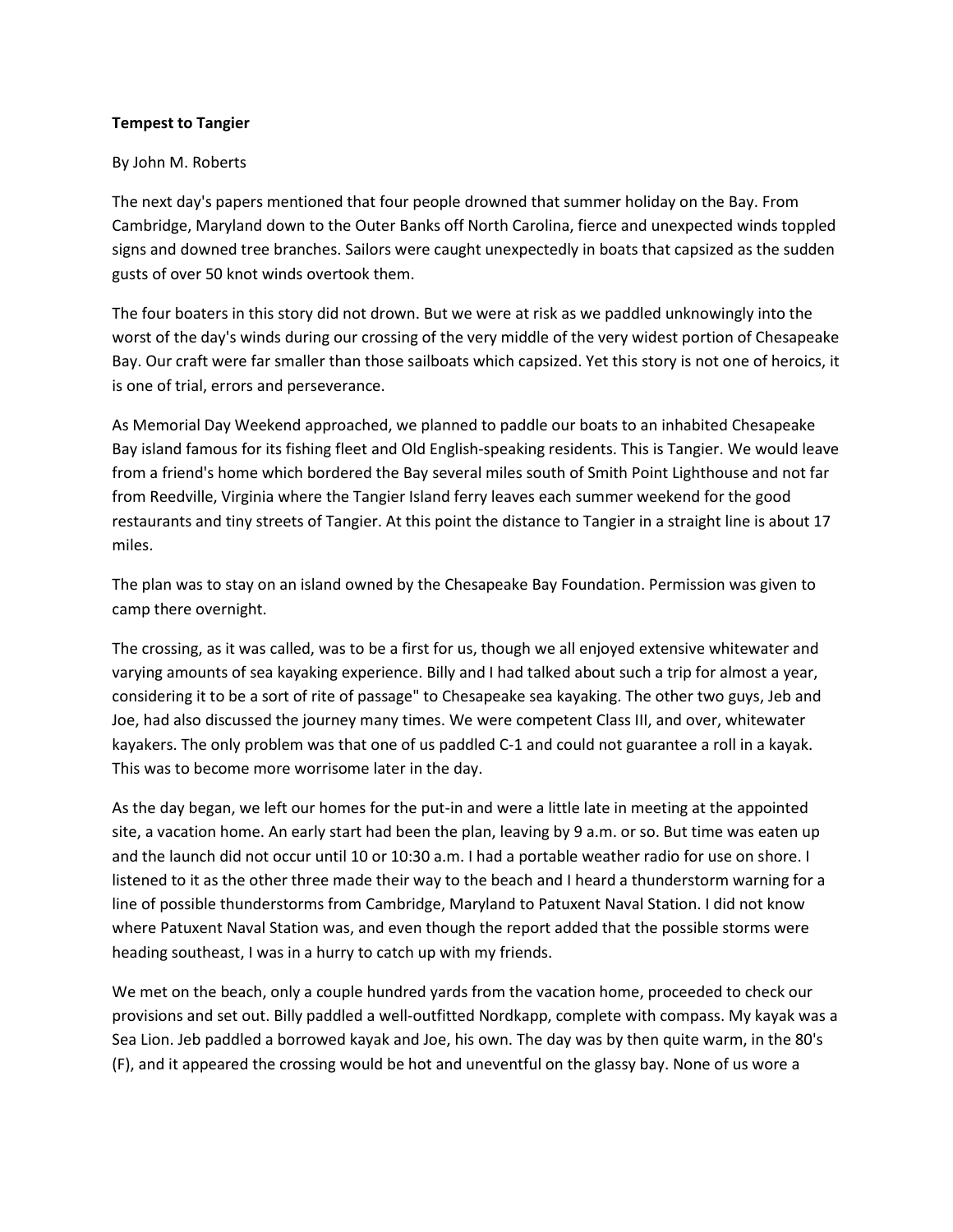**Tempest to Tangier**

By John M. Roberts

The next day's papers mentioned that four people drowned that summer holiday on the Bay. From Cambridge, Maryland down to the Outer Banks off North Carolina, fierce and unexpected winds toppled signs and downed tree branches. Sailors were caught unexpectedly in boats that capsized as the sudden gusts of over 50 knot winds overtook them.

The four boaters in this story did not drown. But we were at risk as we paddled unknowingly into the worst of the day's winds during our crossing of the very middle of the very widest portion of Chesapeake Bay. Our craft were far smaller than those sailboats which capsized. Yet this story is not one of heroics, it is one of trial, errors and perseverance.

As Memorial Day Weekend approached, we planned to paddle our boats to an inhabited Chesapeake Bay island famous for its fishing fleet and Old English-speaking residents. This is Tangier. We would leave from a friend's home which bordered the Bay several miles south of Smith Point Lighthouse and not far from Reedville, Virginia where the Tangier Island ferry leaves each summer weekend for the good restaurants and tiny streets of Tangier. At this point the distance to Tangier in a straight line is about 17 miles.

The plan was to stay on an island owned by the Chesapeake Bay Foundation. Permission was given to camp there overnight.

The crossing, as it was called, was to be a first for us, though we all enjoyed extensive whitewater and varying amounts of sea kayaking experience. Billy and I had talked about such a trip for almost a year, considering it to be a sort of rite of passage" to Chesapeake sea kayaking. The other two guys, Jeb and Joe, had also discussed the journey many times. We were competent Class III, and over, whitewater kayakers. The only problem was that one of us paddled C-1 and could not guarantee a roll in a kayak. This was to become more worrisome later in the day.

As the day began, we left our homes for the put-in and were a little late in meeting at the appointed site, a vacation home. An early start had been the plan, leaving by 9 a.m. or so. But time was eaten up and the launch did not occur until 10 or 10:30 a.m. I had a portable weather radio for use on shore. I listened to it as the other three made their way to the beach and I heard a thunderstorm warning for a line of possible thunderstorms from Cambridge, Maryland to Patuxent Naval Station. I did not know where Patuxent Naval Station was, and even though the report added that the possible storms were heading southeast, I was in a hurry to catch up with my friends.

We met on the beach, only a couple hundred yards from the vacation home, proceeded to check our provisions and set out. Billy paddled a well-outfitted Nordkapp, complete with compass. My kayak was a Sea Lion. Jeb paddled a borrowed kayak and Joe, his own. The day was by then quite warm, in the 80's (F), and it appeared the crossing would be hot and uneventful on the glassy bay. None of us wore a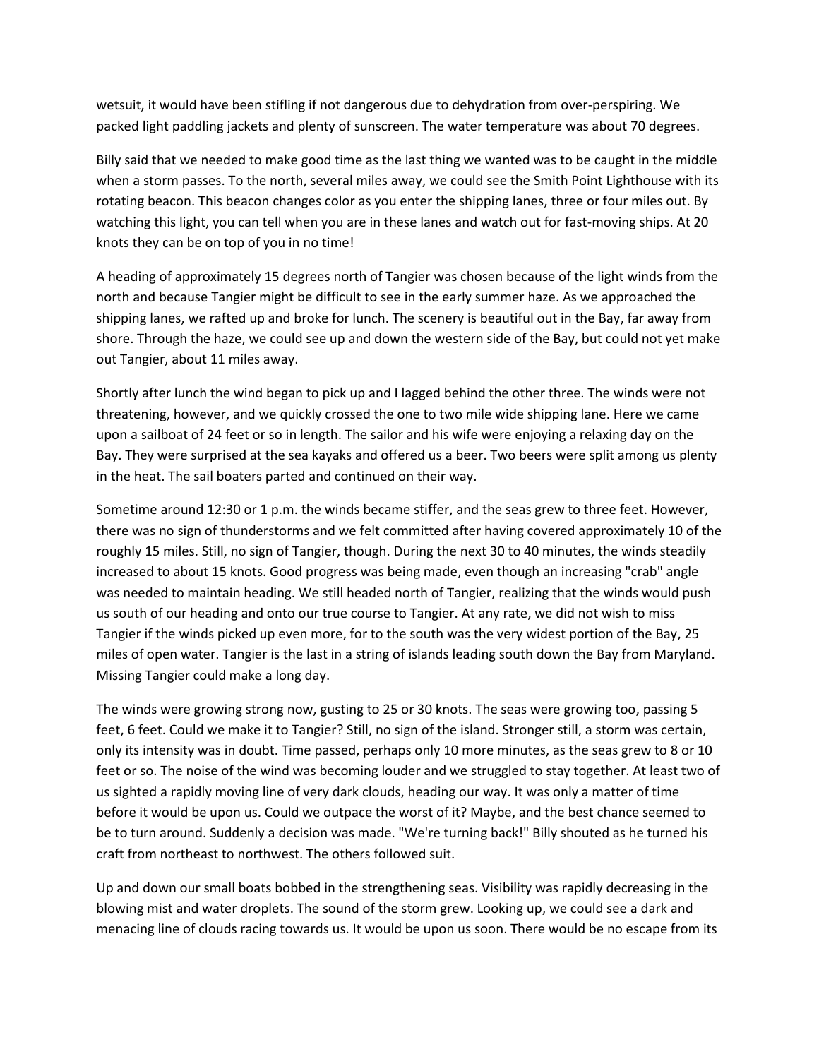wetsuit, it would have been stifling if not dangerous due to dehydration from over-perspiring. We packed light paddling jackets and plenty of sunscreen. The water temperature was about 70 degrees.

Billy said that we needed to make good time as the last thing we wanted was to be caught in the middle when a storm passes. To the north, several miles away, we could see the Smith Point Lighthouse with its rotating beacon. This beacon changes color as you enter the shipping lanes, three or four miles out. By watching this light, you can tell when you are in these lanes and watch out for fast-moving ships. At 20 knots they can be on top of you in no time!

A heading of approximately 15 degrees north of Tangier was chosen because of the light winds from the north and because Tangier might be difficult to see in the early summer haze. As we approached the shipping lanes, we rafted up and broke for lunch. The scenery is beautiful out in the Bay, far away from shore. Through the haze, we could see up and down the western side of the Bay, but could not yet make out Tangier, about 11 miles away.

Shortly after lunch the wind began to pick up and I lagged behind the other three. The winds were not threatening, however, and we quickly crossed the one to two mile wide shipping lane. Here we came upon a sailboat of 24 feet or so in length. The sailor and his wife were enjoying a relaxing day on the Bay. They were surprised at the sea kayaks and offered us a beer. Two beers were split among us plenty in the heat. The sail boaters parted and continued on their way.

Sometime around 12:30 or 1 p.m. the winds became stiffer, and the seas grew to three feet. However, there was no sign of thunderstorms and we felt committed after having covered approximately 10 of the roughly 15 miles. Still, no sign of Tangier, though. During the next 30 to 40 minutes, the winds steadily increased to about 15 knots. Good progress was being made, even though an increasing "crab" angle was needed to maintain heading. We still headed north of Tangier, realizing that the winds would push us south of our heading and onto our true course to Tangier. At any rate, we did not wish to miss Tangier if the winds picked up even more, for to the south was the very widest portion of the Bay, 25 miles of open water. Tangier is the last in a string of islands leading south down the Bay from Maryland. Missing Tangier could make a long day.

The winds were growing strong now, gusting to 25 or 30 knots. The seas were growing too, passing 5 feet, 6 feet. Could we make it to Tangier? Still, no sign of the island. Stronger still, a storm was certain, only its intensity was in doubt. Time passed, perhaps only 10 more minutes, as the seas grew to 8 or 10 feet or so. The noise of the wind was becoming louder and we struggled to stay together. At least two of us sighted a rapidly moving line of very dark clouds, heading our way. It was only a matter of time before it would be upon us. Could we outpace the worst of it? Maybe, and the best chance seemed to be to turn around. Suddenly a decision was made. "We're turning back!" Billy shouted as he turned his craft from northeast to northwest. The others followed suit.

Up and down our small boats bobbed in the strengthening seas. Visibility was rapidly decreasing in the blowing mist and water droplets. The sound of the storm grew. Looking up, we could see a dark and menacing line of clouds racing towards us. It would be upon us soon. There would be no escape from its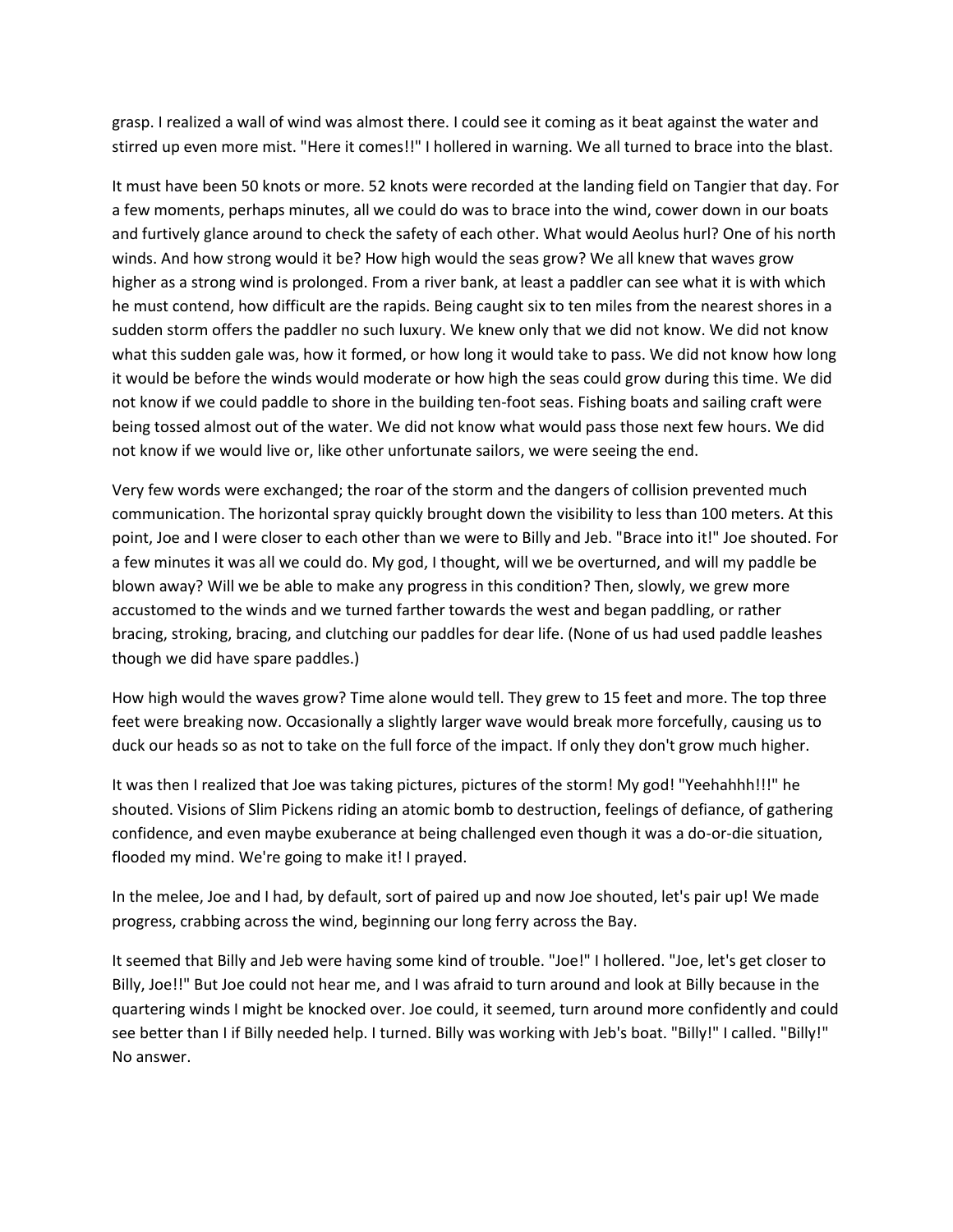grasp. I realized a wall of wind was almost there. I could see it coming as it beat against the water and stirred up even more mist. "Here it comes!!" I hollered in warning. We all turned to brace into the blast.

It must have been 50 knots or more. 52 knots were recorded at the landing field on Tangier that day. For a few moments, perhaps minutes, all we could do was to brace into the wind, cower down in our boats and furtively glance around to check the safety of each other. What would Aeolus hurl? One of his north winds. And how strong would it be? How high would the seas grow? We all knew that waves grow higher as a strong wind is prolonged. From a river bank, at least a paddler can see what it is with which he must contend, how difficult are the rapids. Being caught six to ten miles from the nearest shores in a sudden storm offers the paddler no such luxury. We knew only that we did not know. We did not know what this sudden gale was, how it formed, or how long it would take to pass. We did not know how long it would be before the winds would moderate or how high the seas could grow during this time. We did not know if we could paddle to shore in the building ten-foot seas. Fishing boats and sailing craft were being tossed almost out of the water. We did not know what would pass those next few hours. We did not know if we would live or, like other unfortunate sailors, we were seeing the end.

Very few words were exchanged; the roar of the storm and the dangers of collision prevented much communication. The horizontal spray quickly brought down the visibility to less than 100 meters. At this point, Joe and I were closer to each other than we were to Billy and Jeb. "Brace into it!" Joe shouted. For a few minutes it was all we could do. My god, I thought, will we be overturned, and will my paddle be blown away? Will we be able to make any progress in this condition? Then, slowly, we grew more accustomed to the winds and we turned farther towards the west and began paddling, or rather bracing, stroking, bracing, and clutching our paddles for dear life. (None of us had used paddle leashes though we did have spare paddles.)

How high would the waves grow? Time alone would tell. They grew to 15 feet and more. The top three feet were breaking now. Occasionally a slightly larger wave would break more forcefully, causing us to duck our heads so as not to take on the full force of the impact. If only they don't grow much higher.

It was then I realized that Joe was taking pictures, pictures of the storm! My god! "Yeehahhh!!!" he shouted. Visions of Slim Pickens riding an atomic bomb to destruction, feelings of defiance, of gathering confidence, and even maybe exuberance at being challenged even though it was a do-or-die situation, flooded my mind. We're going to make it! I prayed.

In the melee, Joe and I had, by default, sort of paired up and now Joe shouted, let's pair up! We made progress, crabbing across the wind, beginning our long ferry across the Bay.

It seemed that Billy and Jeb were having some kind of trouble. "Joe!" I hollered. "Joe, let's get closer to Billy, Joe!!" But Joe could not hear me, and I was afraid to turn around and look at Billy because in the quartering winds I might be knocked over. Joe could, it seemed, turn around more confidently and could see better than I if Billy needed help. I turned. Billy was working with Jeb's boat. "Billy!" I called. "Billy!" No answer.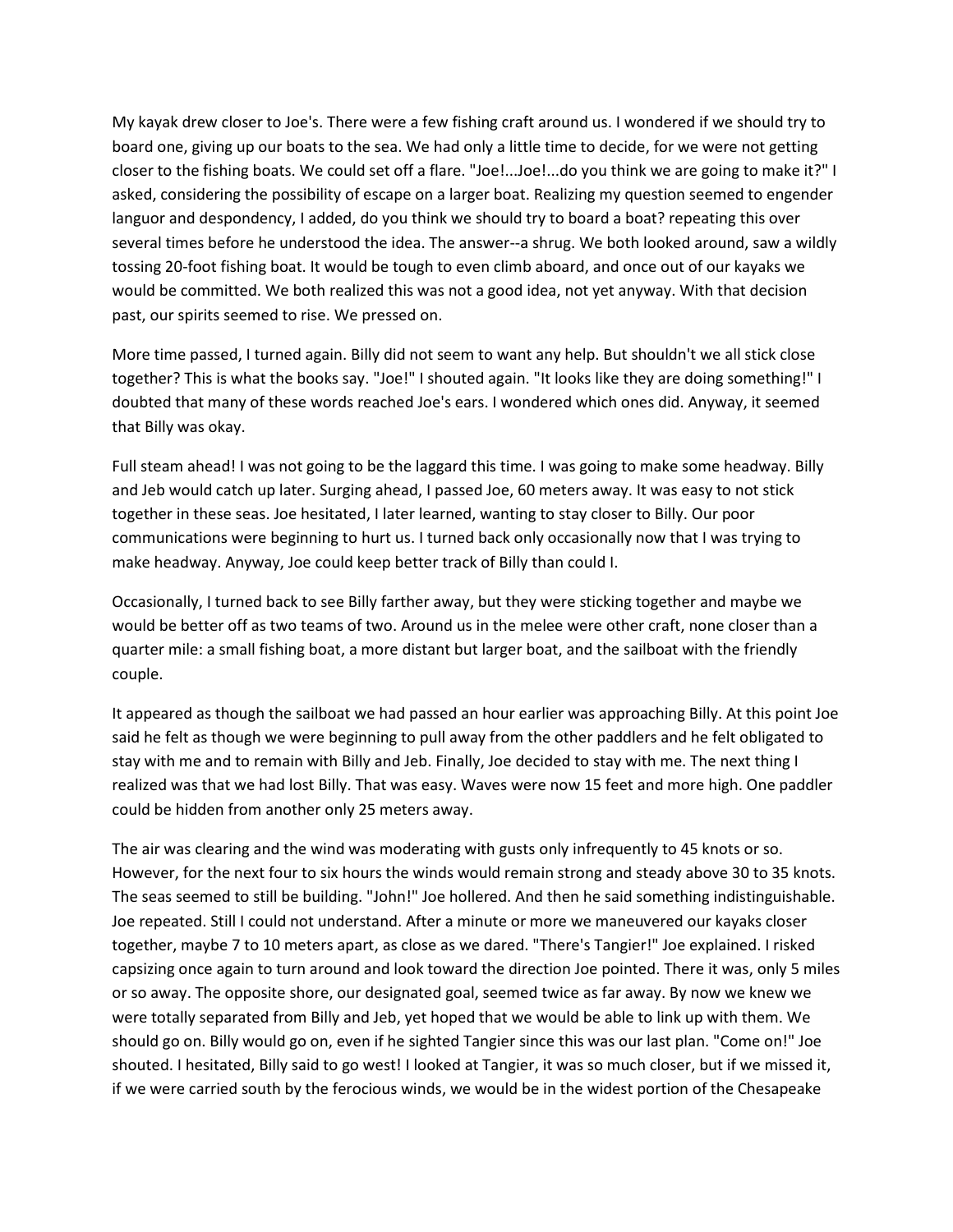My kayak drew closer to Joe's. There were a few fishing craft around us. I wondered if we should try to board one, giving up our boats to the sea. We had only a little time to decide, for we were not getting closer to the fishing boats. We could set off a flare. "Joe!...Joe!...do you think we are going to make it?" I asked, considering the possibility of escape on a larger boat. Realizing my question seemed to engender languor and despondency, I added, do you think we should try to board a boat? repeating this over several times before he understood the idea. The answer--a shrug. We both looked around, saw a wildly tossing 20-foot fishing boat. It would be tough to even climb aboard, and once out of our kayaks we would be committed. We both realized this was not a good idea, not yet anyway. With that decision past, our spirits seemed to rise. We pressed on.

More time passed, I turned again. Billy did not seem to want any help. But shouldn't we all stick close together? This is what the books say. "Joe!" I shouted again. "It looks like they are doing something!" I doubted that many of these words reached Joe's ears. I wondered which ones did. Anyway, it seemed that Billy was okay.

Full steam ahead! I was not going to be the laggard this time. I was going to make some headway. Billy and Jeb would catch up later. Surging ahead, I passed Joe, 60 meters away. It was easy to not stick together in these seas. Joe hesitated, I later learned, wanting to stay closer to Billy. Our poor communications were beginning to hurt us. I turned back only occasionally now that I was trying to make headway. Anyway, Joe could keep better track of Billy than could I.

Occasionally, I turned back to see Billy farther away, but they were sticking together and maybe we would be better off as two teams of two. Around us in the melee were other craft, none closer than a quarter mile: a small fishing boat, a more distant but larger boat, and the sailboat with the friendly couple.

It appeared as though the sailboat we had passed an hour earlier was approaching Billy. At this point Joe said he felt as though we were beginning to pull away from the other paddlers and he felt obligated to stay with me and to remain with Billy and Jeb. Finally, Joe decided to stay with me. The next thing I realized was that we had lost Billy. That was easy. Waves were now 15 feet and more high. One paddler could be hidden from another only 25 meters away.

The air was clearing and the wind was moderating with gusts only infrequently to 45 knots or so. However, for the next four to six hours the winds would remain strong and steady above 30 to 35 knots. The seas seemed to still be building. "John!" Joe hollered. And then he said something indistinguishable. Joe repeated. Still I could not understand. After a minute or more we maneuvered our kayaks closer together, maybe 7 to 10 meters apart, as close as we dared. "There's Tangier!" Joe explained. I risked capsizing once again to turn around and look toward the direction Joe pointed. There it was, only 5 miles or so away. The opposite shore, our designated goal, seemed twice as far away. By now we knew we were totally separated from Billy and Jeb, yet hoped that we would be able to link up with them. We should go on. Billy would go on, even if he sighted Tangier since this was our last plan. "Come on!" Joe shouted. I hesitated, Billy said to go west! I looked at Tangier, it was so much closer, but if we missed it, if we were carried south by the ferocious winds, we would be in the widest portion of the Chesapeake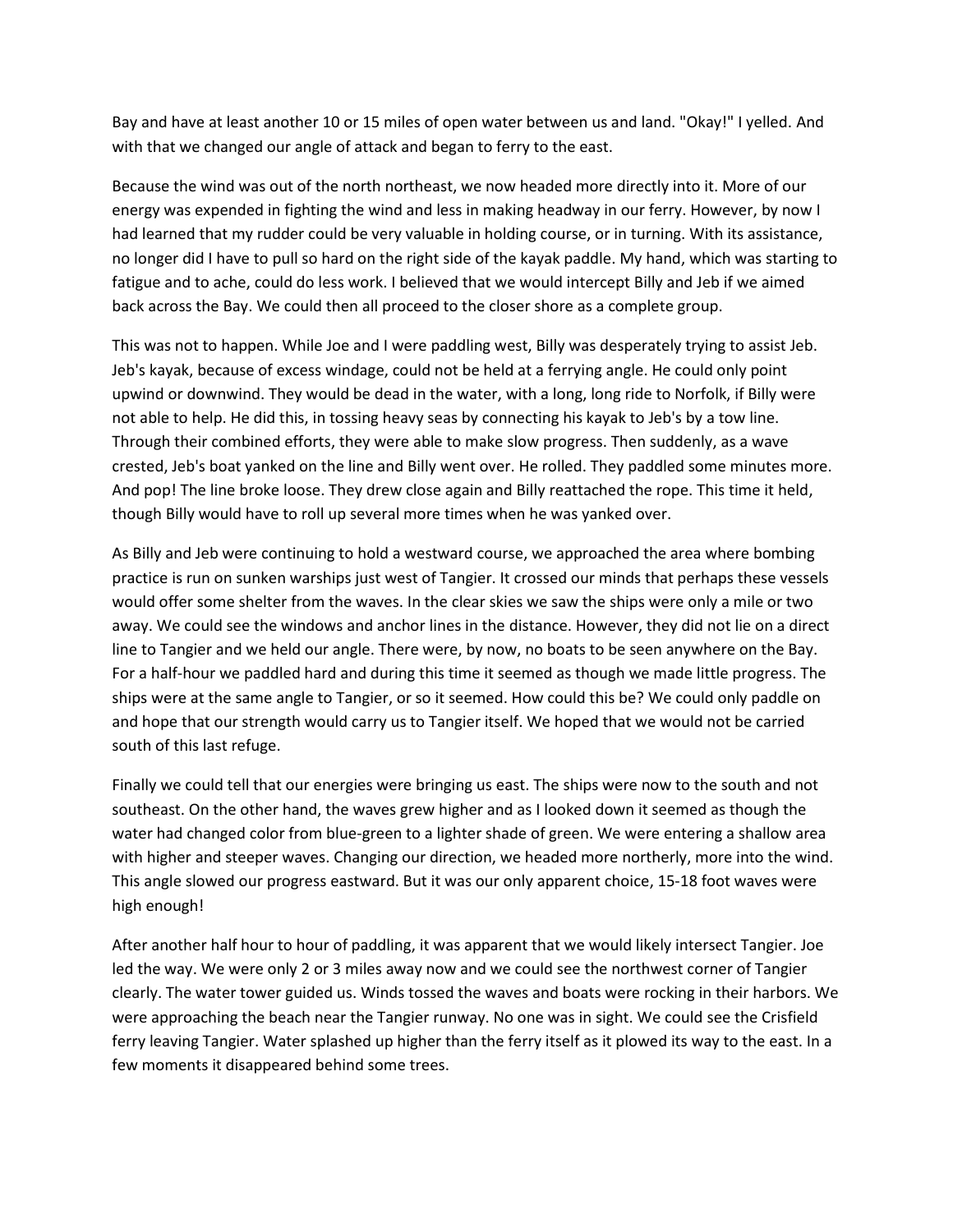Bay and have at least another 10 or 15 miles of open water between us and land. "Okay!" I yelled. And with that we changed our angle of attack and began to ferry to the east.

Because the wind was out of the north northeast, we now headed more directly into it. More of our energy was expended in fighting the wind and less in making headway in our ferry. However, by now I had learned that my rudder could be very valuable in holding course, or in turning. With its assistance, no longer did I have to pull so hard on the right side of the kayak paddle. My hand, which was starting to fatigue and to ache, could do less work. I believed that we would intercept Billy and Jeb if we aimed back across the Bay. We could then all proceed to the closer shore as a complete group.

This was not to happen. While Joe and I were paddling west, Billy was desperately trying to assist Jeb. Jeb's kayak, because of excess windage, could not be held at a ferrying angle. He could only point upwind or downwind. They would be dead in the water, with a long, long ride to Norfolk, if Billy were not able to help. He did this, in tossing heavy seas by connecting his kayak to Jeb's by a tow line. Through their combined efforts, they were able to make slow progress. Then suddenly, as a wave crested, Jeb's boat yanked on the line and Billy went over. He rolled. They paddled some minutes more. And pop! The line broke loose. They drew close again and Billy reattached the rope. This time it held, though Billy would have to roll up several more times when he was yanked over.

As Billy and Jeb were continuing to hold a westward course, we approached the area where bombing practice is run on sunken warships just west of Tangier. It crossed our minds that perhaps these vessels would offer some shelter from the waves. In the clear skies we saw the ships were only a mile or two away. We could see the windows and anchor lines in the distance. However, they did not lie on a direct line to Tangier and we held our angle. There were, by now, no boats to be seen anywhere on the Bay. For a half-hour we paddled hard and during this time it seemed as though we made little progress. The ships were at the same angle to Tangier, or so it seemed. How could this be? We could only paddle on and hope that our strength would carry us to Tangier itself. We hoped that we would not be carried south of this last refuge.

Finally we could tell that our energies were bringing us east. The ships were now to the south and not southeast. On the other hand, the waves grew higher and as I looked down it seemed as though the water had changed color from blue-green to a lighter shade of green. We were entering a shallow area with higher and steeper waves. Changing our direction, we headed more northerly, more into the wind. This angle slowed our progress eastward. But it was our only apparent choice, 15-18 foot waves were high enough!

After another half hour to hour of paddling, it was apparent that we would likely intersect Tangier. Joe led the way. We were only 2 or 3 miles away now and we could see the northwest corner of Tangier clearly. The water tower guided us. Winds tossed the waves and boats were rocking in their harbors. We were approaching the beach near the Tangier runway. No one was in sight. We could see the Crisfield ferry leaving Tangier. Water splashed up higher than the ferry itself as it plowed its way to the east. In a few moments it disappeared behind some trees.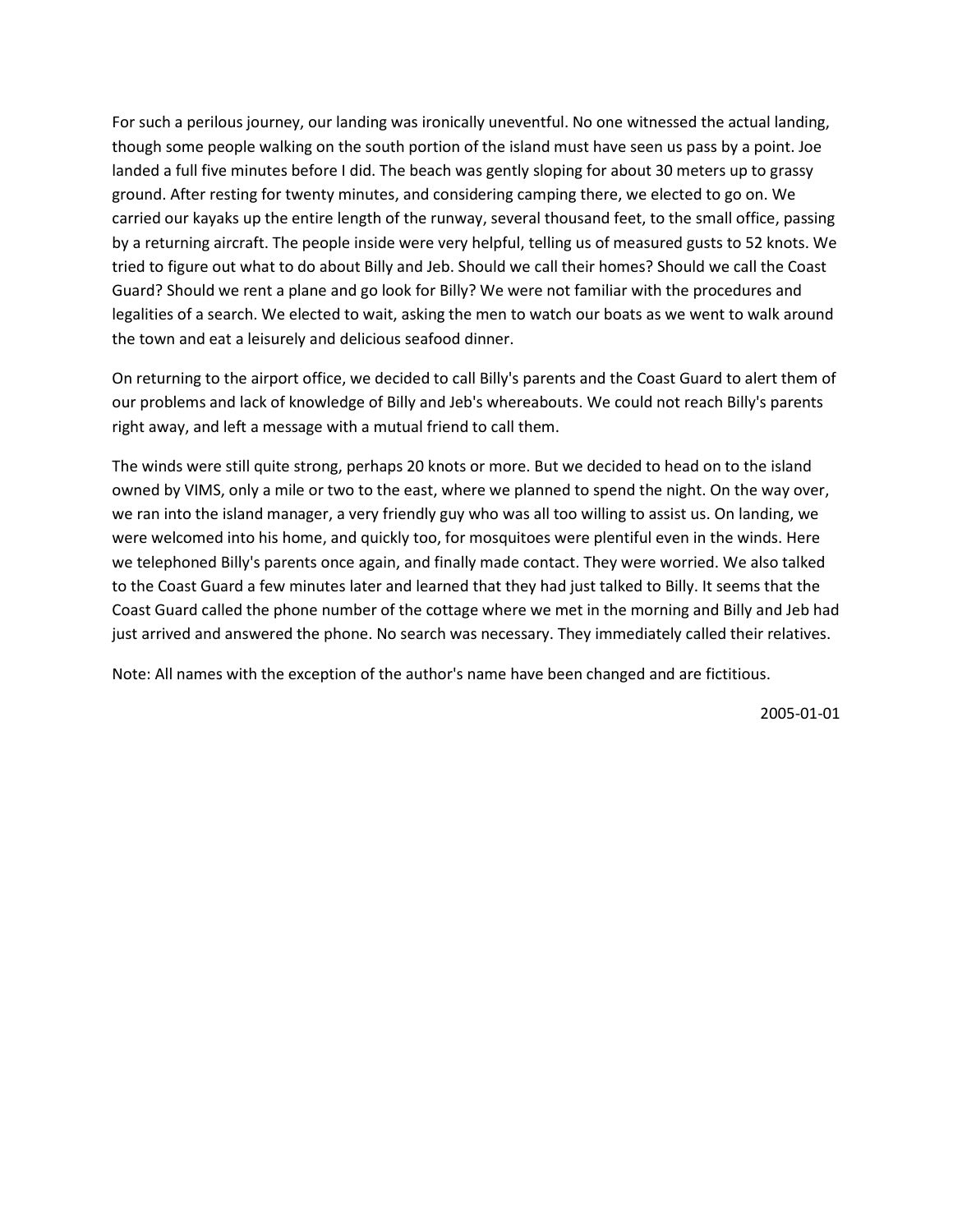For such a perilous journey, our landing was ironically uneventful. No one witnessed the actual landing, though some people walking on the south portion of the island must have seen us pass by a point. Joe landed a full five minutes before I did. The beach was gently sloping for about 30 meters up to grassy ground. After resting for twenty minutes, and considering camping there, we elected to go on. We carried our kayaks up the entire length of the runway, several thousand feet, to the small office, passing by a returning aircraft. The people inside were very helpful, telling us of measured gusts to 52 knots. We tried to figure out what to do about Billy and Jeb. Should we call their homes? Should we call the Coast Guard? Should we rent a plane and go look for Billy? We were not familiar with the procedures and legalities of a search. We elected to wait, asking the men to watch our boats as we went to walk around the town and eat a leisurely and delicious seafood dinner.

On returning to the airport office, we decided to call Billy's parents and the Coast Guard to alert them of our problems and lack of knowledge of Billy and Jeb's whereabouts. We could not reach Billy's parents right away, and left a message with a mutual friend to call them.

The winds were still quite strong, perhaps 20 knots or more. But we decided to head on to the island owned by VIMS, only a mile or two to the east, where we planned to spend the night. On the way over, we ran into the island manager, a very friendly guy who was all too willing to assist us. On landing, we were welcomed into his home, and quickly too, for mosquitoes were plentiful even in the winds. Here we telephoned Billy's parents once again, and finally made contact. They were worried. We also talked to the Coast Guard a few minutes later and learned that they had just talked to Billy. It seems that the Coast Guard called the phone number of the cottage where we met in the morning and Billy and Jeb had just arrived and answered the phone. No search was necessary. They immediately called their relatives.

Note: All names with the exception of the author's name have been changed and are fictitious.

2005-01-01